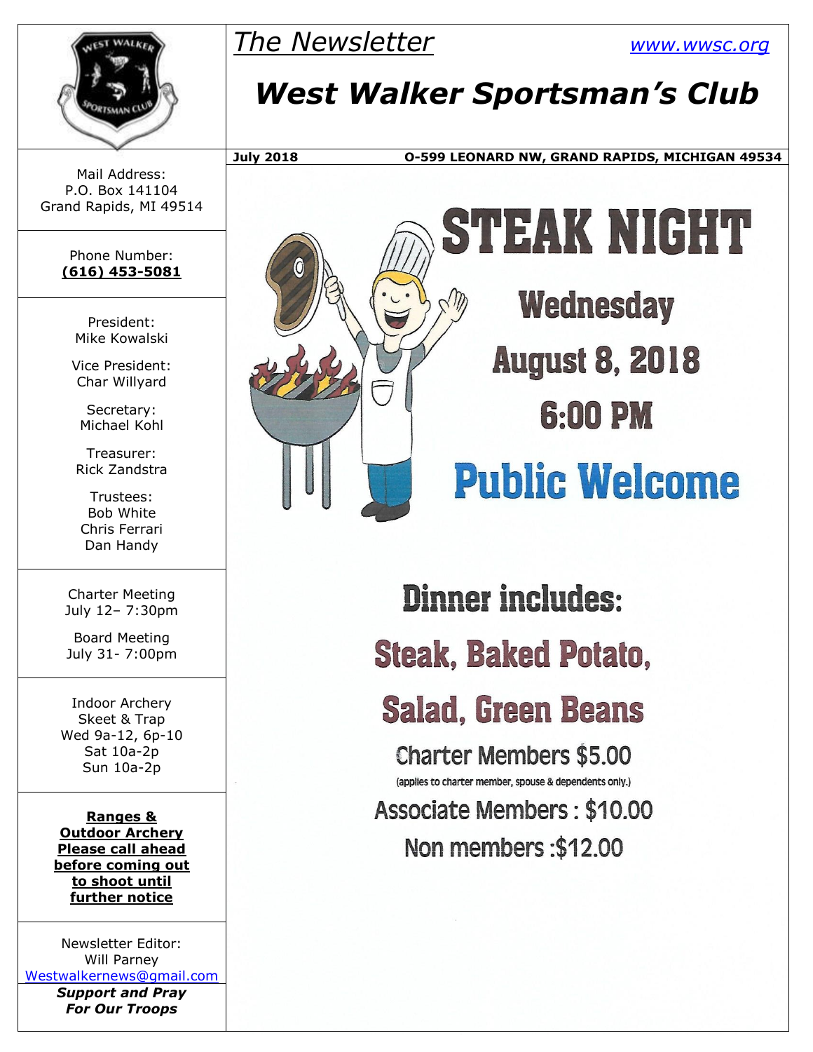# The Newsletter

www.wwsc.org

# West Walker Sportsman's Club

**July 2018** **O-599 LEONARD NW, GRAND RAPIDS, MICHIGAN 49534**

Mail Address:
P.O. Box 141104
Grand Rapids, MI 49514

Phone Number:
**(616) 453-5081**

President:
Mike Kowalski

Vice President:
Char Willyard

Secretary:
Michael Kohl

Treasurer:
Rick Zandstra

Trustees:
Bob White
Chris Ferrari
Dan Handy

Charter Meeting
July 12– 7:30pm

Board Meeting
July 31- 7:00pm

Indoor Archery
Skeet & Trap
Wed 9a-12, 6p-10
Sat 10a-2p
Sun 10a-2p

**Ranges & Outdoor Archery Please call ahead before coming out to shoot until further notice**

Newsletter Editor:
Will Parney
Westwalkernews@gmail.com

***Support and Pray For Our Troops***

## STEAK NIGHT

**Wednesday**

**August 8, 2018**

**6:00 PM**

**Public Welcome**

**Dinner includes:**

**Steak, Baked Potato, Salad, Green Beans**

Charter Members $5.00
(applies to charter member, spouse & dependents only.)

Associate Members : $10.00

Non members :$12.00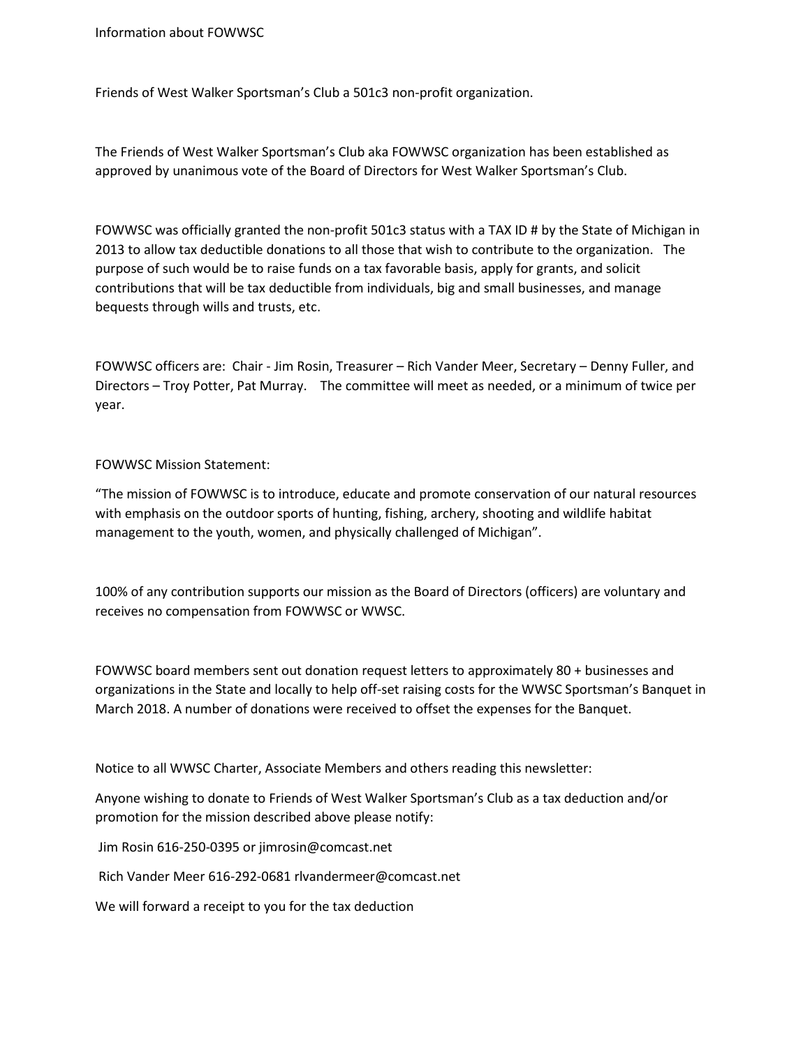Information about FOWWSC

Friends of West Walker Sportsman's Club a 501c3 non-profit organization.

The Friends of West Walker Sportsman's Club aka FOWWSC organization has been established as approved by unanimous vote of the Board of Directors for West Walker Sportsman's Club.

FOWWSC was officially granted the non-profit 501c3 status with a TAX ID # by the State of Michigan in 2013 to allow tax deductible donations to all those that wish to contribute to the organization. The purpose of such would be to raise funds on a tax favorable basis, apply for grants, and solicit contributions that will be tax deductible from individuals, big and small businesses, and manage bequests through wills and trusts, etc.

FOWWSC officers are: Chair - Jim Rosin, Treasurer – Rich Vander Meer, Secretary – Denny Fuller, and Directors – Troy Potter, Pat Murray. The committee will meet as needed, or a minimum of twice per year.

FOWWSC Mission Statement:

"The mission of FOWWSC is to introduce, educate and promote conservation of our natural resources with emphasis on the outdoor sports of hunting, fishing, archery, shooting and wildlife habitat management to the youth, women, and physically challenged of Michigan".

100% of any contribution supports our mission as the Board of Directors (officers) are voluntary and receives no compensation from FOWWSC or WWSC.

FOWWSC board members sent out donation request letters to approximately 80 + businesses and organizations in the State and locally to help off-set raising costs for the WWSC Sportsman's Banquet in March 2018. A number of donations were received to offset the expenses for the Banquet.

Notice to all WWSC Charter, Associate Members and others reading this newsletter:

Anyone wishing to donate to Friends of West Walker Sportsman's Club as a tax deduction and/or promotion for the mission described above please notify:

Jim Rosin 616-250-0395 or jimrosin@comcast.net

Rich Vander Meer 616-292-0681 rlvandermeer@comcast.net

We will forward a receipt to you for the tax deduction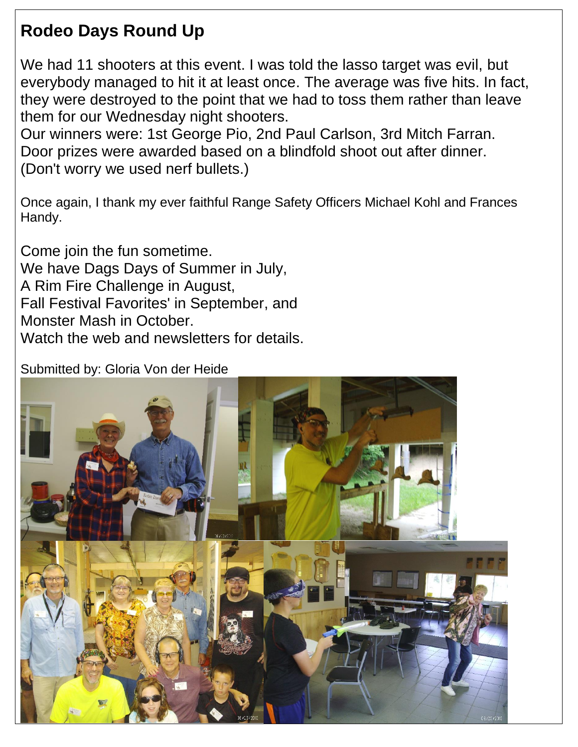## Rodeo Days Round Up

We had 11 shooters at this event. I was told the lasso target was evil, but everybody managed to hit it at least once. The average was five hits. In fact, they were destroyed to the point that we had to toss them rather than leave them for our Wednesday night shooters.
Our winners were: 1st George Pio, 2nd Paul Carlson, 3rd Mitch Farran.
Door prizes were awarded based on a blindfold shoot out after dinner.
(Don't worry we used nerf bullets.)

Once again, I thank my ever faithful Range Safety Officers Michael Kohl and Frances Handy.

Come join the fun sometime.
We have Dags Days of Summer in July,
A Rim Fire Challenge in August,
Fall Festival Favorites' in September, and
Monster Mash in October.
Watch the web and newsletters for details.

Submitted by: Gloria Von der Heide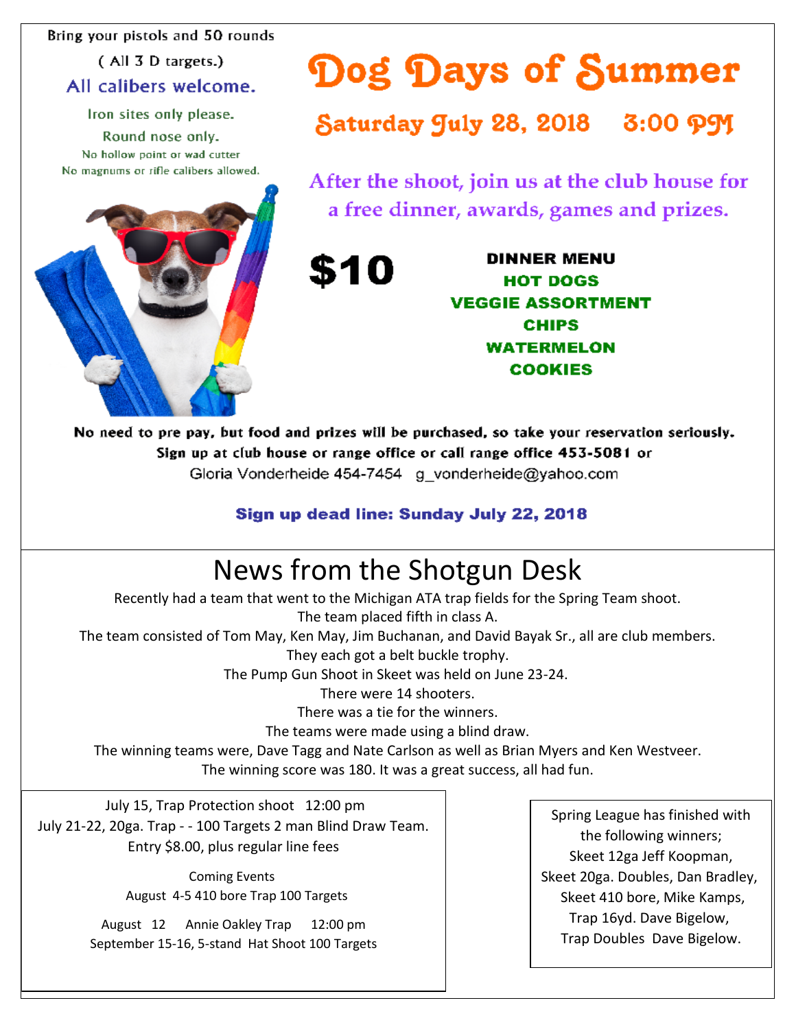Bring your pistols and 50 rounds

( All 3 D targets.)

All calibers welcome.

Iron sites only please.

Round nose only.

No hollow point or wad cutter

No magnums or rifle calibers allowed.

# Dog Days of Summer

## Saturday July 28, 2018 3:00 PM

After the shoot, join us at the club house for a free dinner, awards, games and prizes.

**$10**

**DINNER MENU**

**HOT DOGS**

**VEGGIE ASSORTMENT**

**CHIPS**

**WATERMELON**

**COOKIES**

**No need to pre pay, but food and prizes will be purchased, so take your reservation seriously.**

**Sign up at club house or range office or call range office 453-5081 or**

Gloria Vonderheide 454-7454 g_vonderheide@yahoo.com

**Sign up dead line: Sunday July 22, 2018**

# News from the Shotgun Desk

Recently had a team that went to the Michigan ATA trap fields for the Spring Team shoot.

The team placed fifth in class A.

The team consisted of Tom May, Ken May, Jim Buchanan, and David Bayak Sr., all are club members.

They each got a belt buckle trophy.

The Pump Gun Shoot in Skeet was held on June 23-24.

There were 14 shooters.

There was a tie for the winners.

The teams were made using a blind draw.

The winning teams were, Dave Tagg and Nate Carlson as well as Brian Myers and Ken Westveer.

The winning score was 180. It was a great success, all had fun.

July 15, Trap Protection shoot 12:00 pm

July 21-22, 20ga. Trap - - 100 Targets 2 man Blind Draw Team.

Entry $8.00, plus regular line fees

Coming Events

August 4-5 410 bore Trap 100 Targets

August 12 Annie Oakley Trap 12:00 pm

September 15-16, 5-stand Hat Shoot 100 Targets

Spring League has finished with the following winners;

Skeet 12ga Jeff Koopman,

Skeet 20ga. Doubles, Dan Bradley,

Skeet 410 bore, Mike Kamps,

Trap 16yd. Dave Bigelow,

Trap Doubles Dave Bigelow.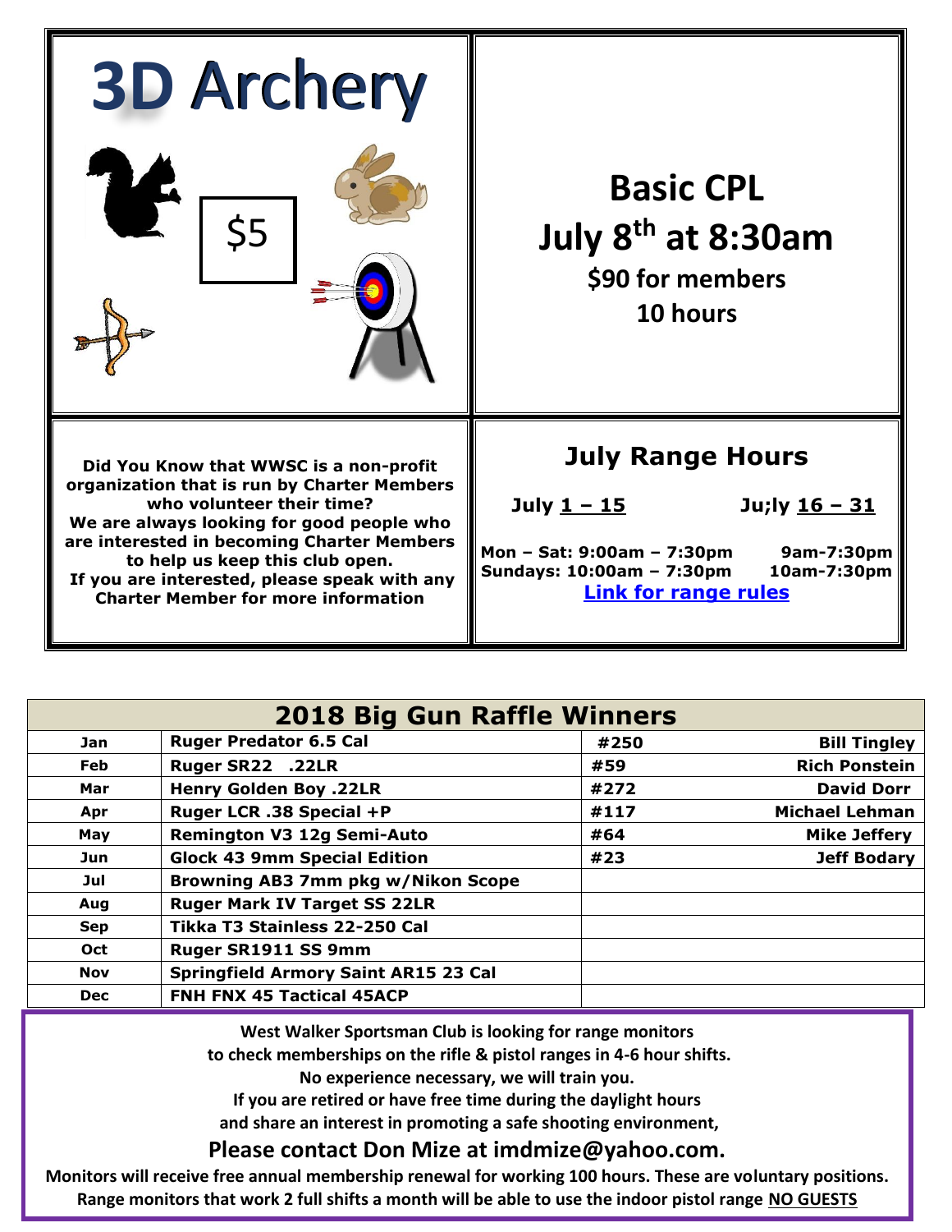## 3D Archery

$5

## Basic CPL

## July 8th at 8:30am

**$90 for members**

**10 hours**

**Did You Know that WWSC is a non-profit organization that is run by Charter Members who volunteer their time?**
**We are always looking for good people who are interested in becoming Charter Members to help us keep this club open.**
**If you are interested, please speak with any Charter Member for more information**

### July Range Hours

| | July 1 – 15 | Ju;ly 16 – 31 |
|---|---|---|
| Mon – Sat: | 9:00am – 7:30pm | 9am-7:30pm |
| Sundays: | 10:00am – 7:30pm | 10am-7:30pm |

**Link for range rules**

## 2018 Big Gun Raffle Winners

| Month | Prize | Ticket | Winner |
|---|---|---|---|
| Jan | Ruger Predator 6.5 Cal | #250 | Bill Tingley |
| Feb | Ruger SR22 .22LR | #59 | Rich Ponstein |
| Mar | Henry Golden Boy .22LR | #272 | David Dorr |
| Apr | Ruger LCR .38 Special +P | #117 | Michael Lehman |
| May | Remington V3 12g Semi-Auto | #64 | Mike Jeffery |
| Jun | Glock 43 9mm Special Edition | #23 | Jeff Bodary |
| Jul | Browning AB3 7mm pkg w/Nikon Scope | | |
| Aug | Ruger Mark IV Target SS 22LR | | |
| Sep | Tikka T3 Stainless 22-250 Cal | | |
| Oct | Ruger SR1911 SS 9mm | | |
| Nov | Springfield Armory Saint AR15 23 Cal | | |
| Dec | FNH FNX 45 Tactical 45ACP | | |

West Walker Sportsman Club is looking for range monitors
to check memberships on the rifle & pistol ranges in 4-6 hour shifts.
No experience necessary, we will train you.
If you are retired or have free time during the daylight hours
and share an interest in promoting a safe shooting environment,

**Please contact Don Mize at imdmize@yahoo.com.**

**Monitors will receive free annual membership renewal for working 100 hours. These are voluntary positions.**
**Range monitors that work 2 full shifts a month will be able to use the indoor pistol range NO GUESTS**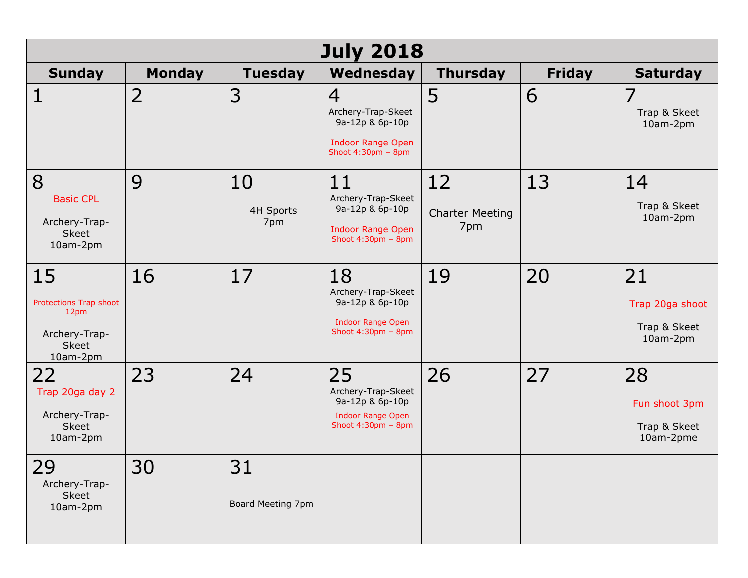# July 2018

| Sunday | Monday | Tuesday | Wednesday | Thursday | Friday | Saturday |
|---|---|---|---|---|---|---|
| 1 | 2 | 3 | 4 Archery-Trap-Skeet 9a-12p & 6p-10p Indoor Range Open Shoot 4:30pm – 8pm | 5 | 6 | 7 Trap & Skeet 10am-2pm |
| 8 Basic CPL Archery-Trap-Skeet 10am-2pm | 9 | 10 4H Sports 7pm | 11 Archery-Trap-Skeet 9a-12p & 6p-10p Indoor Range Open Shoot 4:30pm – 8pm | 12 Charter Meeting 7pm | 13 | 14 Trap & Skeet 10am-2pm |
| 15 Protections Trap shoot 12pm Archery-Trap-Skeet 10am-2pm | 16 | 17 | 18 Archery-Trap-Skeet 9a-12p & 6p-10p Indoor Range Open Shoot 4:30pm – 8pm | 19 | 20 | 21 Trap 20ga shoot Trap & Skeet 10am-2pm |
| 22 Trap 20ga day 2 Archery-Trap-Skeet 10am-2pm | 23 | 24 | 25 Archery-Trap-Skeet 9a-12p & 6p-10p Indoor Range Open Shoot 4:30pm – 8pm | 26 | 27 | 28 Fun shoot 3pm Trap & Skeet 10am-2pme |
| 29 Archery-Trap-Skeet 10am-2pm | 30 | 31 Board Meeting 7pm | | | | |